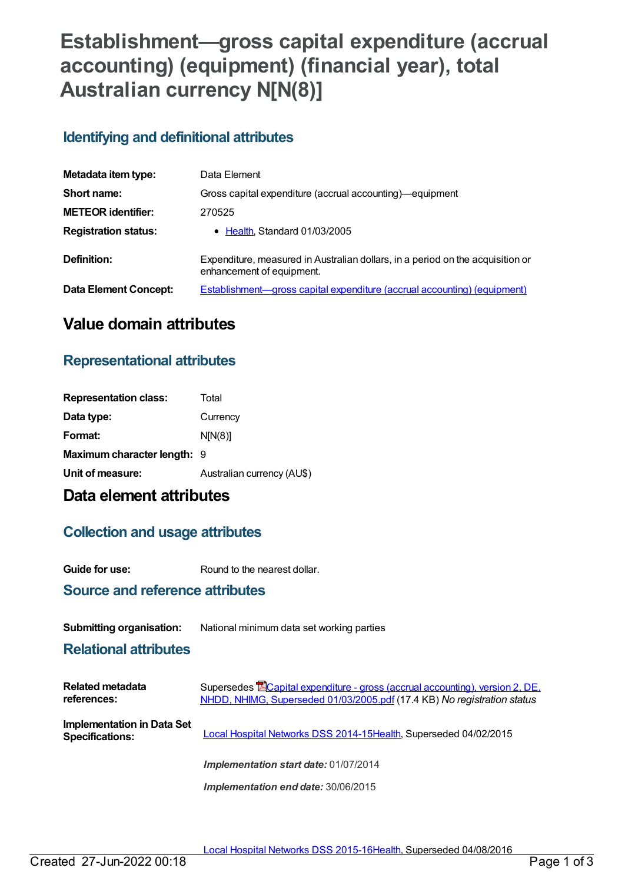# Establishment—gross capital expenditure (accrual accounting) (equipment) (financial year), total Australian currency N[N(8)]

## Identifying and definitional attributes

| | |
|---|---|
| **Metadata item type:** | Data Element |
| **Short name:** | Gross capital expenditure (accrual accounting)—equipment |
| **METEOR identifier:** | 270525 |
| **Registration status:** | • Health, Standard 01/03/2005 |
| **Definition:** | Expenditure, measured in Australian dollars, in a period on the acquisition or enhancement of equipment. |
| **Data Element Concept:** | Establishment—gross capital expenditure (accrual accounting) (equipment) |

# Value domain attributes

## Representational attributes

| | |
|---|---|
| **Representation class:** | Total |
| **Data type:** | Currency |
| **Format:** | N[N(8)] |
| **Maximum character length:** | 9 |
| **Unit of measure:** | Australian currency (AU$) |

# Data element attributes

## Collection and usage attributes

| | |
|---|---|
| **Guide for use:** | Round to the nearest dollar. |

## Source and reference attributes

| | |
|---|---|
| **Submitting organisation:** | National minimum data set working parties |

## Relational attributes

| | |
|---|---|
| **Related metadata references:** | Supersedes Capital expenditure - gross (accrual accounting), version 2, DE, NHDD, NHIMG, Superseded 01/03/2005.pdf (17.4 KB) *No registration status* |
| **Implementation in Data Set Specifications:** | Local Hospital Networks DSS 2014-15Health, Superseded 04/02/2015<br><br>***Implementation start date:*** 01/07/2014<br><br>***Implementation end date:*** 30/06/2015<br><br>Local Hospital Networks DSS 2015-16Health, Superseded 04/08/2016 |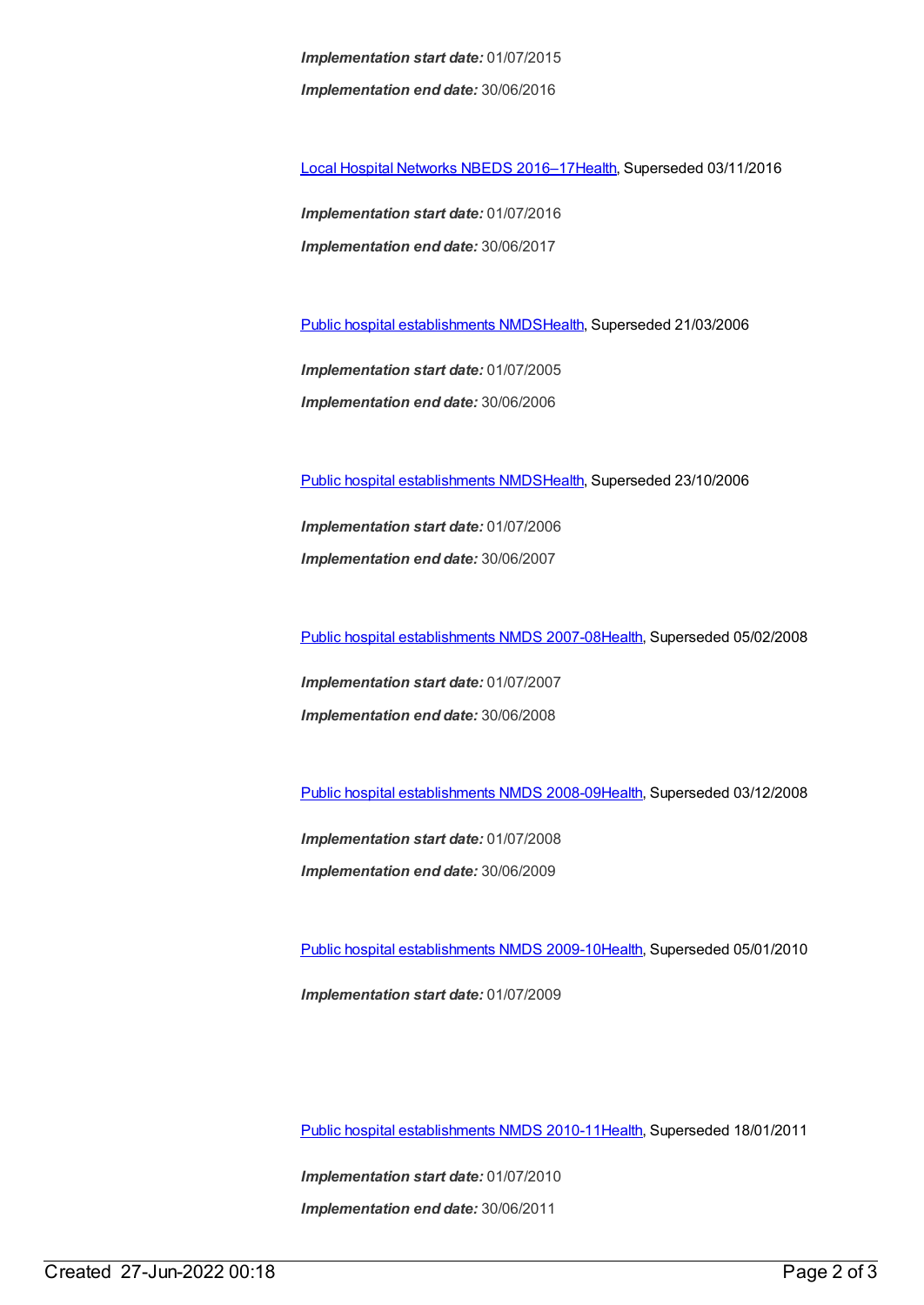*Implementation start date:* 01/07/2015

*Implementation end date:* 30/06/2016

Local Hospital Networks NBEDS 2016–17Health, Superseded 03/11/2016

*Implementation start date:* 01/07/2016

*Implementation end date:* 30/06/2017

Public hospital establishments NMDSHealth, Superseded 21/03/2006

*Implementation start date:* 01/07/2005

*Implementation end date:* 30/06/2006

Public hospital establishments NMDSHealth, Superseded 23/10/2006

*Implementation start date:* 01/07/2006

*Implementation end date:* 30/06/2007

Public hospital establishments NMDS 2007-08Health, Superseded 05/02/2008

*Implementation start date:* 01/07/2007

*Implementation end date:* 30/06/2008

Public hospital establishments NMDS 2008-09Health, Superseded 03/12/2008

*Implementation start date:* 01/07/2008

*Implementation end date:* 30/06/2009

Public hospital establishments NMDS 2009-10Health, Superseded 05/01/2010

*Implementation start date:* 01/07/2009

Public hospital establishments NMDS 2010-11Health, Superseded 18/01/2011

*Implementation start date:* 01/07/2010

*Implementation end date:* 30/06/2011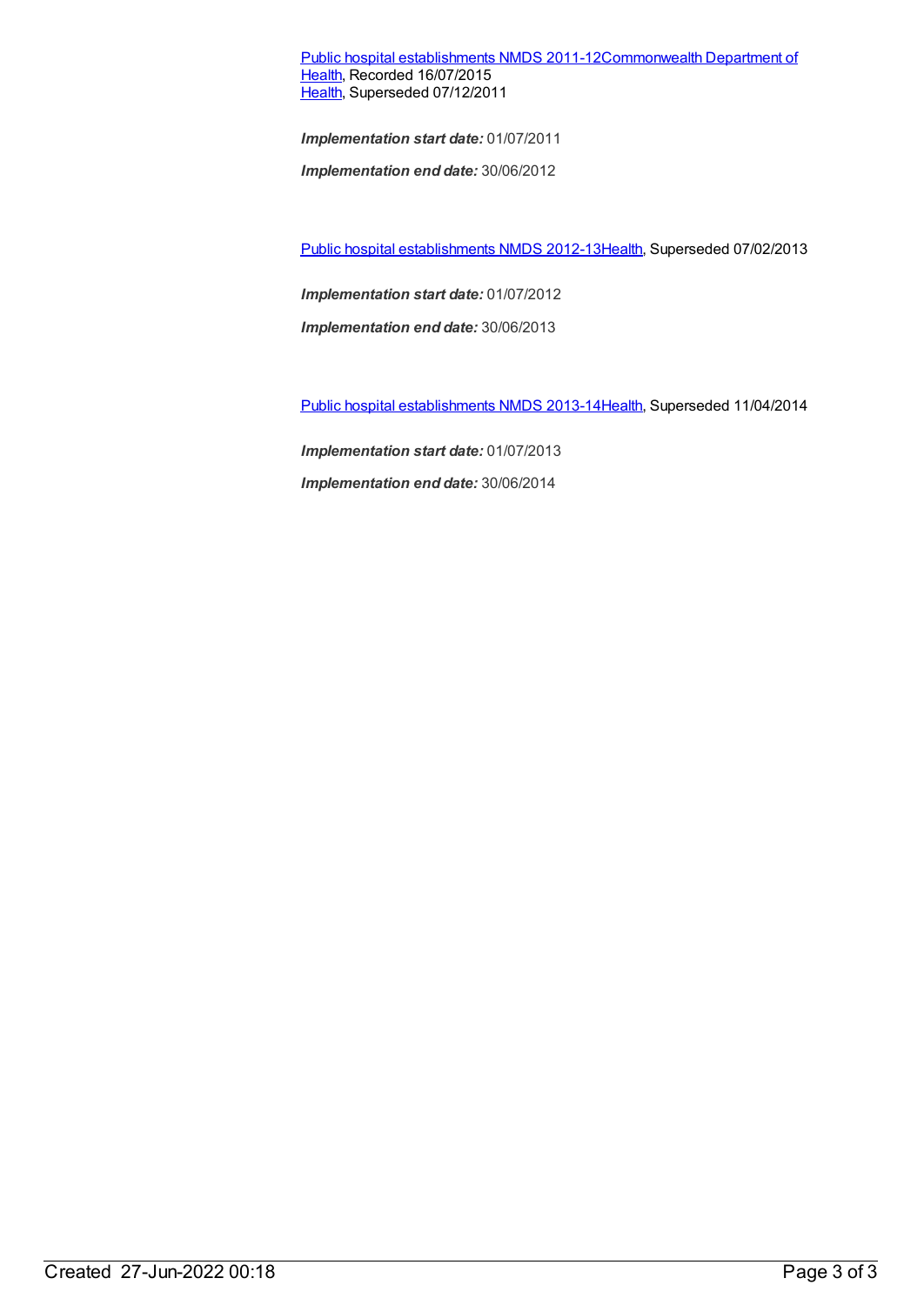Public hospital establishments NMDS 2011-12Commonwealth Department of Health, Recorded 16/07/2015
Health, Superseded 07/12/2011

***Implementation start date:*** 01/07/2011

***Implementation end date:*** 30/06/2012

Public hospital establishments NMDS 2012-13Health, Superseded 07/02/2013

***Implementation start date:*** 01/07/2012

***Implementation end date:*** 30/06/2013

Public hospital establishments NMDS 2013-14Health, Superseded 11/04/2014

***Implementation start date:*** 01/07/2013

***Implementation end date:*** 30/06/2014